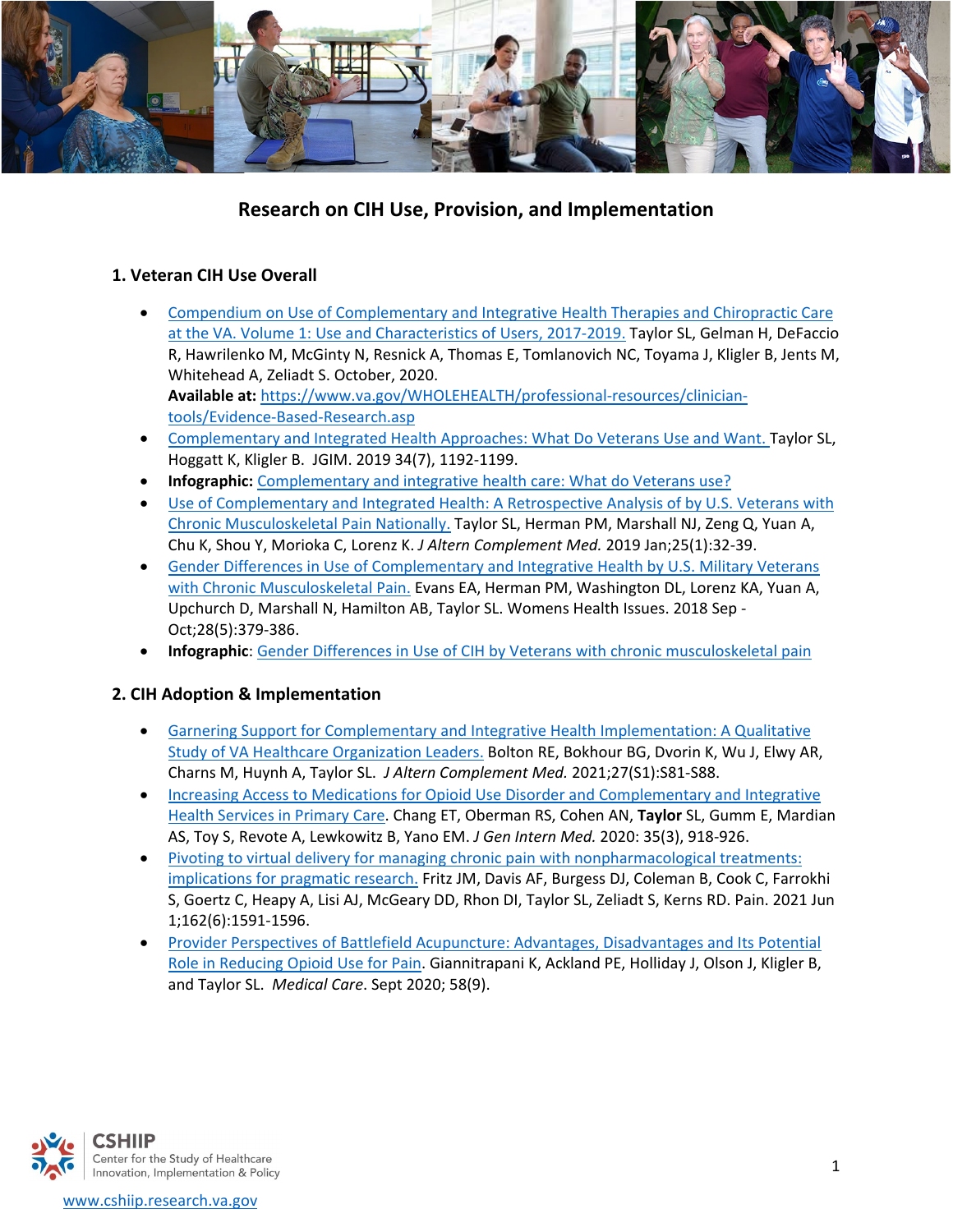# Research on CIH Use, Provision, and Implementation

## 1. Veteran CIH Use Overall

- Compendium on Use of Complementary and Integrative Health Therapies and Chiropractic Care at the VA. Volume 1: Use and Characteristics of Users, 2017-2019. Taylor SL, Gelman H, DeFaccio R, Hawrilenko M, McGinty N, Resnick A, Thomas E, Tomlanovich NC, Toyama J, Kligler B, Jents M, Whitehead A, Zeliadt S. October, 2020.
  **Available at:** https://www.va.gov/WHOLEHEALTH/professional-resources/clinician-tools/Evidence-Based-Research.asp
- Complementary and Integrated Health Approaches: What Do Veterans Use and Want. Taylor SL, Hoggatt K, Kligler B. JGIM. 2019 34(7), 1192-1199.
- **Infographic:** Complementary and integrative health care: What do Veterans use?
- Use of Complementary and Integrated Health: A Retrospective Analysis of by U.S. Veterans with Chronic Musculoskeletal Pain Nationally. Taylor SL, Herman PM, Marshall NJ, Zeng Q, Yuan A, Chu K, Shou Y, Morioka C, Lorenz K. *J Altern Complement Med.* 2019 Jan;25(1):32-39.
- Gender Differences in Use of Complementary and Integrative Health by U.S. Military Veterans with Chronic Musculoskeletal Pain. Evans EA, Herman PM, Washington DL, Lorenz KA, Yuan A, Upchurch D, Marshall N, Hamilton AB, Taylor SL. Womens Health Issues. 2018 Sep - Oct;28(5):379-386.
- **Infographic**: Gender Differences in Use of CIH by Veterans with chronic musculoskeletal pain

## 2. CIH Adoption & Implementation

- Garnering Support for Complementary and Integrative Health Implementation: A Qualitative Study of VA Healthcare Organization Leaders. Bolton RE, Bokhour BG, Dvorin K, Wu J, Elwy AR, Charns M, Huynh A, Taylor SL. *J Altern Complement Med.* 2021;27(S1):S81-S88.
- Increasing Access to Medications for Opioid Use Disorder and Complementary and Integrative Health Services in Primary Care. Chang ET, Oberman RS, Cohen AN, **Taylor** SL, Gumm E, Mardian AS, Toy S, Revote A, Lewkowitz B, Yano EM. *J Gen Intern Med.* 2020: 35(3), 918-926.
- Pivoting to virtual delivery for managing chronic pain with nonpharmacological treatments: implications for pragmatic research. Fritz JM, Davis AF, Burgess DJ, Coleman B, Cook C, Farrokhi S, Goertz C, Heapy A, Lisi AJ, McGeary DD, Rhon DI, Taylor SL, Zeliadt S, Kerns RD. Pain. 2021 Jun 1;162(6):1591-1596.
- Provider Perspectives of Battlefield Acupuncture: Advantages, Disadvantages and Its Potential Role in Reducing Opioid Use for Pain. Giannitrapani K, Ackland PE, Holliday J, Olson J, Kligler B, and Taylor SL. *Medical Care*. Sept 2020; 58(9).

CSHIIP
Center for the Study of Healthcare Innovation, Implementation & Policy

www.cshiip.research.va.gov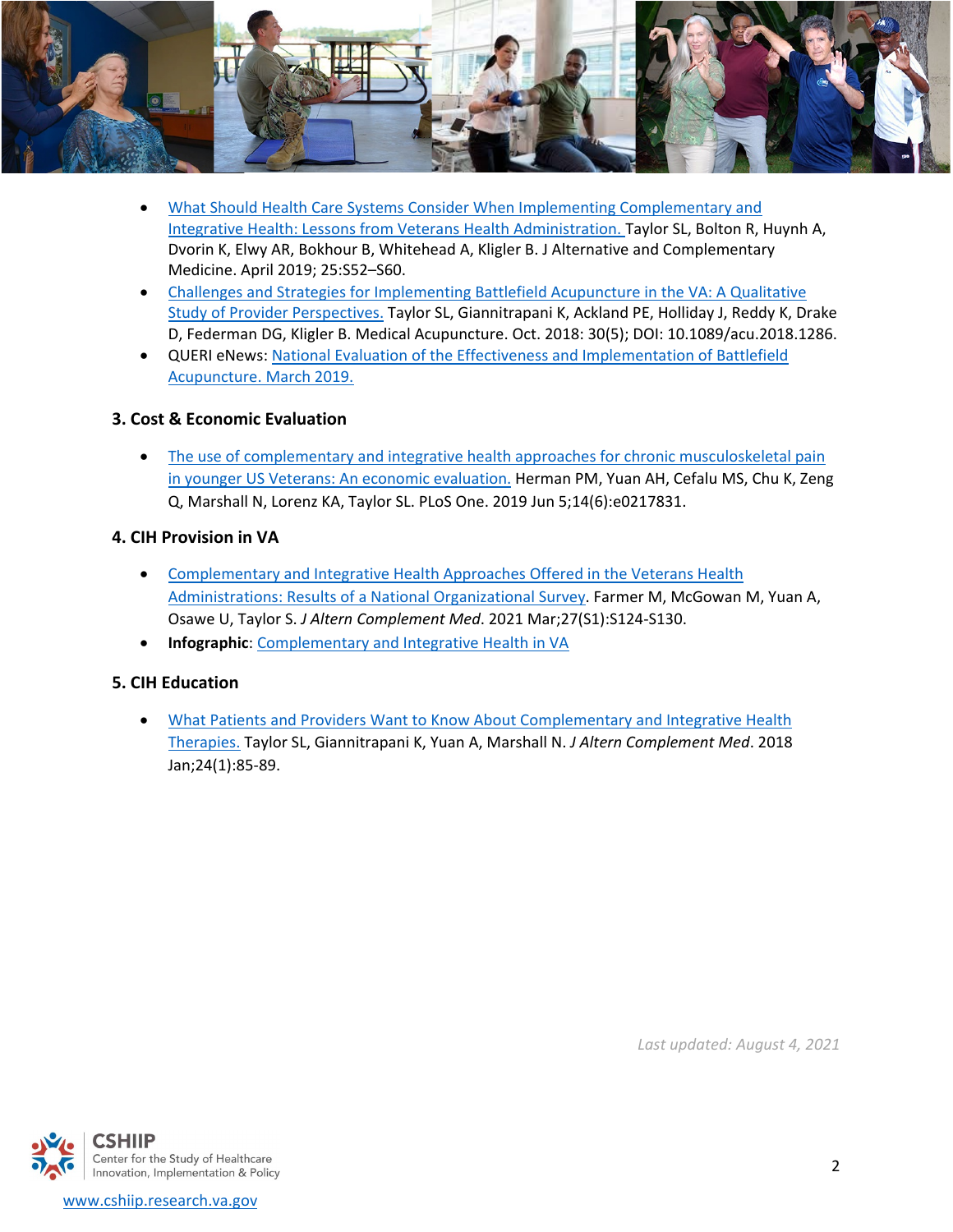- What Should Health Care Systems Consider When Implementing Complementary and Integrative Health: Lessons from Veterans Health Administration. Taylor SL, Bolton R, Huynh A, Dvorin K, Elwy AR, Bokhour B, Whitehead A, Kligler B. J Alternative and Complementary Medicine. April 2019; 25:S52–S60.
- Challenges and Strategies for Implementing Battlefield Acupuncture in the VA: A Qualitative Study of Provider Perspectives. Taylor SL, Giannitrapani K, Ackland PE, Holliday J, Reddy K, Drake D, Federman DG, Kligler B. Medical Acupuncture. Oct. 2018: 30(5); DOI: 10.1089/acu.2018.1286.
- QUERI eNews: National Evaluation of the Effectiveness and Implementation of Battlefield Acupuncture. March 2019.

### 3. Cost & Economic Evaluation

- The use of complementary and integrative health approaches for chronic musculoskeletal pain in younger US Veterans: An economic evaluation. Herman PM, Yuan AH, Cefalu MS, Chu K, Zeng Q, Marshall N, Lorenz KA, Taylor SL. PLoS One. 2019 Jun 5;14(6):e0217831.

### 4. CIH Provision in VA

- Complementary and Integrative Health Approaches Offered in the Veterans Health Administrations: Results of a National Organizational Survey. Farmer M, McGowan M, Yuan A, Osawe U, Taylor S. *J Altern Complement Med*. 2021 Mar;27(S1):S124-S130.
- **Infographic**: Complementary and Integrative Health in VA

### 5. CIH Education

- What Patients and Providers Want to Know About Complementary and Integrative Health Therapies. Taylor SL, Giannitrapani K, Yuan A, Marshall N. *J Altern Complement Med*. 2018 Jan;24(1):85-89.

*Last updated: August 4, 2021*

CSHIIP
Center for the Study of Healthcare Innovation, Implementation & Policy

www.cshiip.research.va.gov